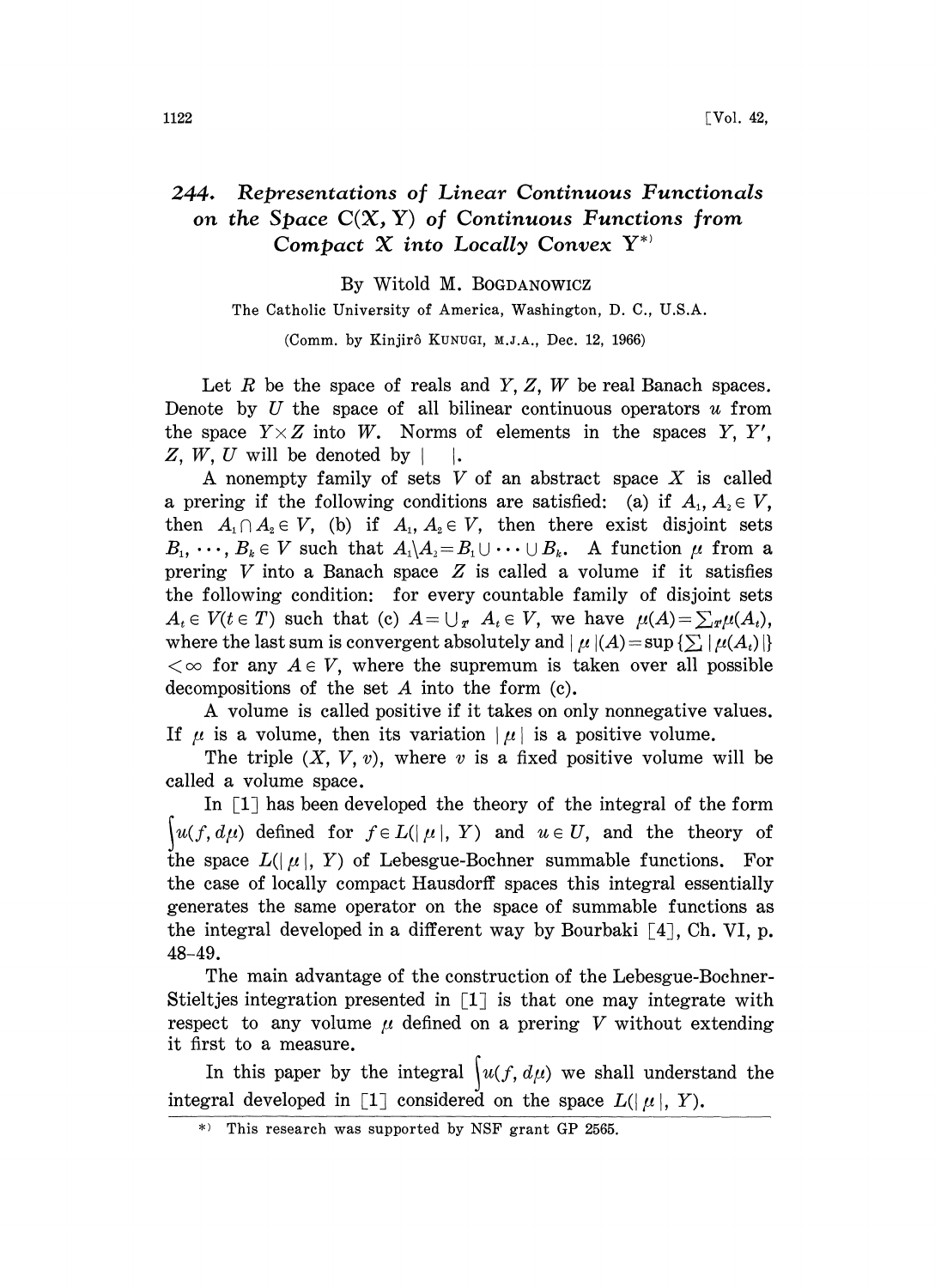# 244. Representations of Linear Continuous Functionals on the Space C(X, Y) of Continuous Functions from Compact X into Locally Convex Y*)

By Witold M. BOGDANOWICZ

The Catholic University of America, Washington, D. C., U.S.A.

(Comm. by Kinjirô KUNUGI, M.J.A., Dec. 12, 1966)

Let $R$ be the space of reals and $Y, Z, W$ be real Banach spaces. Denote by $U$ the space of all bilinear continuous operators $u$ from the space $Y \times Z$ into $W$. Norms of elements in the spaces $Y, Y'$, $Z, W, U$ will be denoted by $| \quad |$.

A nonempty family of sets $V$ of an abstract space $X$ is called a prering if the following conditions are satisfied: (a) if $A_1, A_2 \in V$, then $A_1 \cap A_2 \in V$, (b) if $A_1, A_2 \in V$, then there exist disjoint sets $B_1, \cdots, B_k \in V$ such that $A_1 \backslash A_2 = B_1 \cup \cdots \cup B_k$. A function $\mu$ from a prering $V$ into a Banach space $Z$ is called a volume if it satisfies the following condition: for every countable family of disjoint sets $A_t \in V (t \in T)$ such that (c) $A = \bigcup_T A_t \in V$, we have $\mu(A) = \sum_T \mu(A_t)$, where the last sum is convergent absolutely and $|\mu|(A) = \sup \{\sum |\mu(A_t)|\} < \infty$ for any $A \in V$, where the supremum is taken over all possible decompositions of the set $A$ into the form (c).

A volume is called positive if it takes on only nonnegative values. If $\mu$ is a volume, then its variation $|\mu|$ is a positive volume.

The triple $(X, V, v)$, where $v$ is a fixed positive volume will be called a volume space.

In [1] has been developed the theory of the integral of the form $\int u(f, d\mu)$ defined for $f \in L(|\mu|, Y)$ and $u \in U$, and the theory of the space $L(|\mu|, Y)$ of Lebesgue-Bochner summable functions. For the case of locally compact Hausdorff spaces this integral essentially generates the same operator on the space of summable functions as the integral developed in a different way by Bourbaki [4], Ch. VI, p. 48-49.

The main advantage of the construction of the Lebesgue-Bochner-Stieltjes integration presented in [1] is that one may integrate with respect to any volume $\mu$ defined on a prering $V$ without extending it first to a measure.

In this paper by the integral $\int u(f, d\mu)$ we shall understand the integral developed in [1] considered on the space $L(|\mu|, Y)$.

*) This research was supported by NSF grant GP 2565.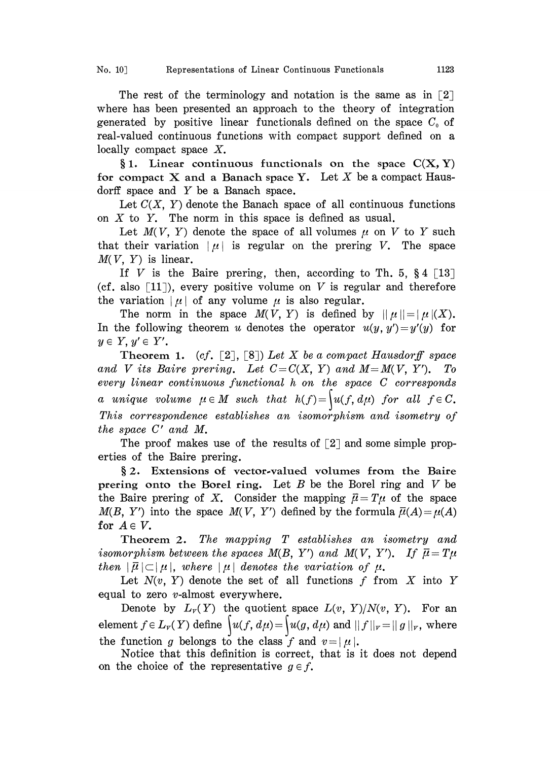The rest of the terminology and notation is the same as in [2] where has been presented an approach to the theory of integration generated by positive linear functionals defined on the space $C_0$ of real-valued continuous functions with compact support defined on a locally compact space $X$.

**§ 1. Linear continuous functionals on the space $C(X, Y)$ for compact $X$ and a Banach space $Y$.** Let $X$ be a compact Hausdorff space and $Y$ be a Banach space.

Let $C(X, Y)$ denote the Banach space of all continuous functions on $X$ to $Y$. The norm in this space is defined as usual.

Let $M(V, Y)$ denote the space of all volumes $\mu$ on $V$ to $Y$ such that their variation $|\mu|$ is regular on the prering $V$. The space $M(V, Y)$ is linear.

If $V$ is the Baire prering, then, according to Th. 5, § 4 [13] (cf. also [11]), every positive volume on $V$ is regular and therefore the variation $|\mu|$ of any volume $\mu$ is also regular.

The norm in the space $M(V, Y)$ is defined by $\|\mu\| = |\mu|(X)$. In the following theorem $u$ denotes the operator $u(y, y') = y'(y)$ for $y \in Y, y' \in Y'$.

**Theorem 1.** (*cf.* [2], [8]) *Let $X$ be a compact Hausdorff space and $V$ its Baire prering. Let $C = C(X, Y)$ and $M = M(V, Y')$. To every linear continuous functional $h$ on the space $C$ corresponds a unique volume $\mu \in M$ such that $h(f) = \int u(f, d\mu)$ for all $f \in C$. This correspondence establishes an isomorphism and isometry of the space $C'$ and $M$.*

The proof makes use of the results of [2] and some simple properties of the Baire prering.

**§ 2. Extensions of vector-valued volumes from the Baire prering onto the Borel ring.** Let $B$ be the Borel ring and $V$ be the Baire prering of $X$. Consider the mapping $\bar{\mu} = T\mu$ of the space $M(B, Y')$ into the space $M(V, Y')$ defined by the formula $\bar{\mu}(A) = \mu(A)$ for $A \in V$.

**Theorem 2.** *The mapping $T$ establishes an isometry and isomorphism between the spaces $M(B, Y')$ and $M(V, Y')$. If $\bar{\mu} = T\mu$ then $|\bar{\mu}| \subset |\mu|$, where $|\mu|$ denotes the variation of $\mu$.*

Let $N(v, Y)$ denote the set of all functions $f$ from $X$ into $Y$ equal to zero $v$-almost everywhere.

Denote by $L_V(Y)$ the quotient space $L(v, Y)/N(v, Y)$. For an element $f \in L_V(Y)$ define $\int u(f, d\mu) = \int u(g, d\mu)$ and $\|f\|_V = \|g\|_V$, where the function $g$ belongs to the class $f$ and $v = |\mu|$.

Notice that this definition is correct, that is it does not depend on the choice of the representative $g \in f$.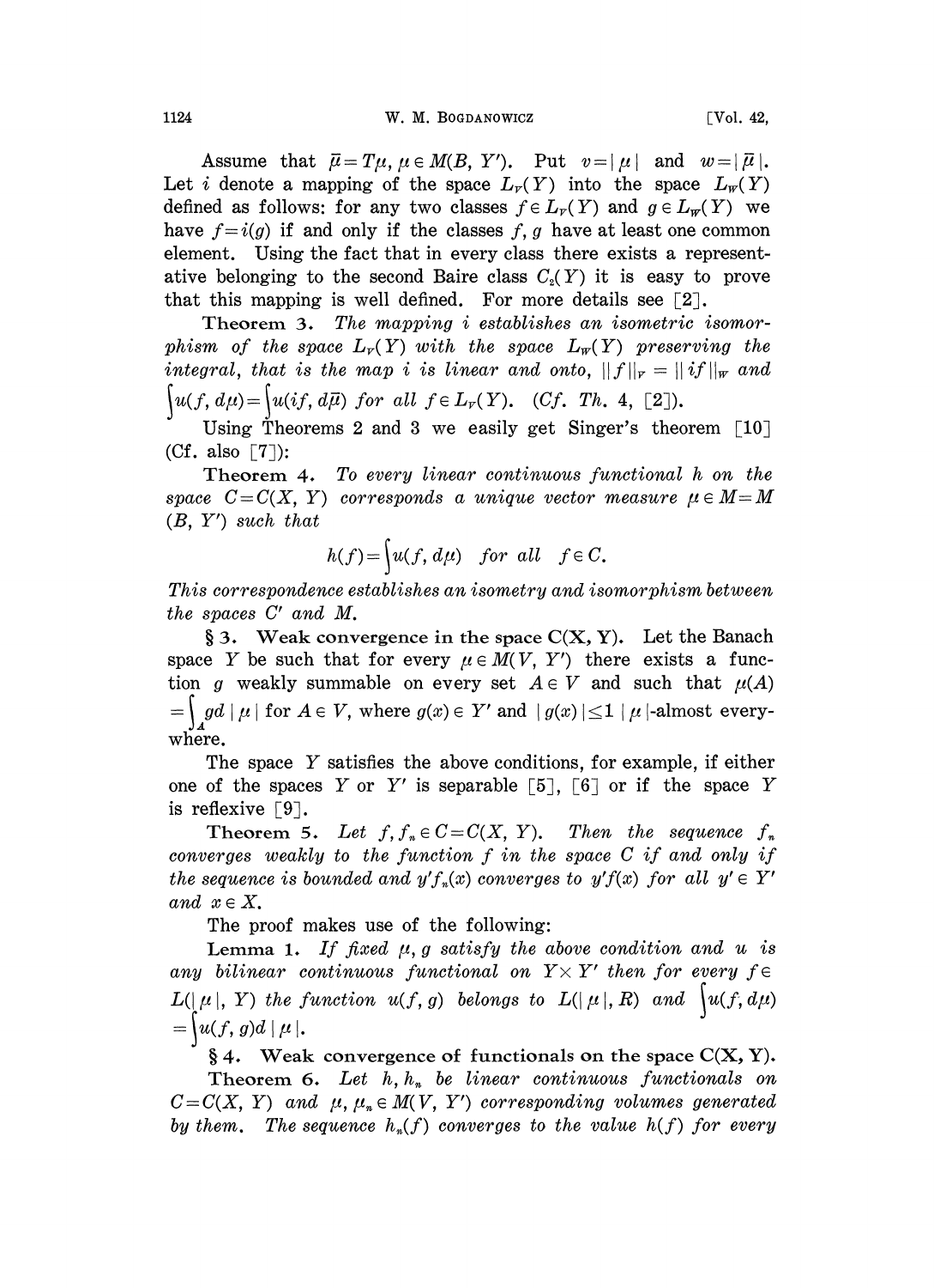Assume that $\bar{\mu}=T\mu$, $\mu \in M(B, Y')$. Put $v=|\mu|$ and $w=|\bar{\mu}|$. Let $i$ denote a mapping of the space $L_V(Y)$ into the space $L_W(Y)$ defined as follows: for any two classes $f \in L_V(Y)$ and $g \in L_W(Y)$ we have $f=i(g)$ if and only if the classes $f, g$ have at least one common element. Using the fact that in every class there exists a representative belonging to the second Baire class $C_2(Y)$ it is easy to prove that this mapping is well defined. For more details see [2].

**Theorem 3.** *The mapping $i$ establishes an isometric isomorphism of the space $L_V(Y)$ with the space $L_W(Y)$ preserving the integral, that is the map $i$ is linear and onto, $\|f\|_V = \|if\|_W$ and $\int u(f, d\mu) = \int u(if, d\bar{\mu})$ for all $f \in L_V(Y)$.* (*Cf. Th.* 4, [2]).

Using Theorems 2 and 3 we easily get Singer's theorem [10] (Cf. also [7]):

**Theorem 4.** *To every linear continuous functional $h$ on the space $C=C(X, Y)$ corresponds a unique vector measure $\mu \in M=M(B, Y')$ such that*

$$h(f)=\int u(f, d\mu) \quad \textit{for all} \quad f \in C.$$

*This correspondence establishes an isometry and isomorphism between the spaces $C'$ and $M$.*

**§ 3. Weak convergence in the space C(X, Y).** Let the Banach space $Y$ be such that for every $\mu \in M(V, Y')$ there exists a function $g$ weakly summable on every set $A \in V$ and such that $\mu(A) = \int_A g d|\mu|$ for $A \in V$, where $g(x) \in Y'$ and $|g(x)| \leq 1$ $|\mu|$-almost everywhere.

The space $Y$ satisfies the above conditions, for example, if either one of the spaces $Y$ or $Y'$ is separable [5], [6] or if the space $Y$ is reflexive [9].

**Theorem 5.** *Let $f, f_n \in C=C(X, Y)$. Then the sequence $f_n$ converges weakly to the function $f$ in the space $C$ if and only if the sequence is bounded and $y'f_n(x)$ converges to $y'f(x)$ for all $y' \in Y'$ and $x \in X$.*

The proof makes use of the following:

**Lemma 1.** *If fixed $\mu, g$ satisfy the above condition and $u$ is any bilinear continuous functional on $Y \times Y'$ then for every $f \in L(|\mu|, Y)$ the function $u(f, g)$ belongs to $L(|\mu|, R)$ and $\int u(f, d\mu) = \int u(f, g) d|\mu|$.*

**§ 4. Weak convergence of functionals on the space C(X, Y).**

**Theorem 6.** *Let $h, h_n$ be linear continuous functionals on $C=C(X, Y)$ and $\mu, \mu_n \in M(V, Y')$ corresponding volumes generated by them. The sequence $h_n(f)$ converges to the value $h(f)$ for every*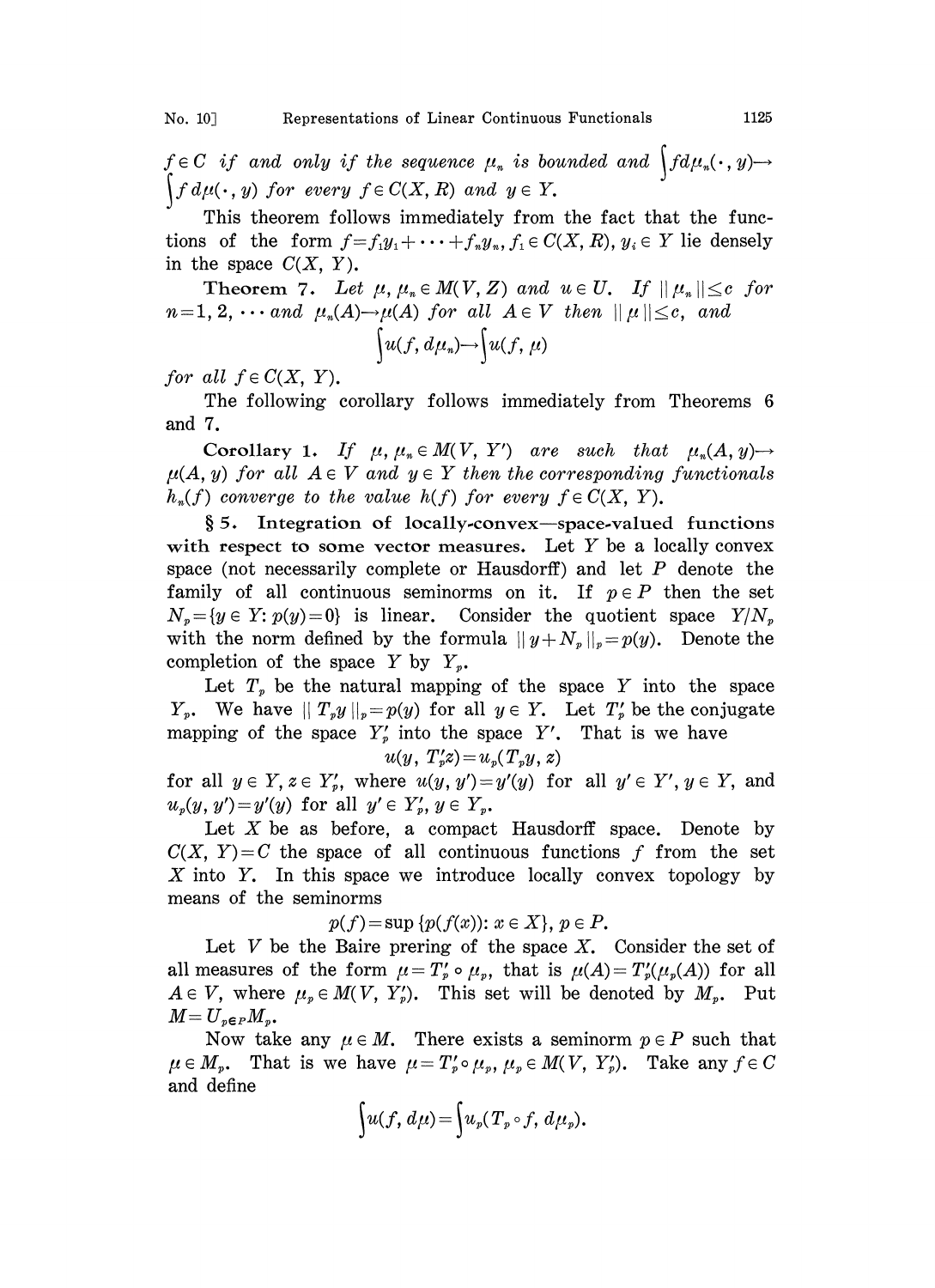$f \in C$ *if and only if the sequence* $\mu_n$ *is bounded and* $\int f d\mu_n(\cdot, y) \to \int f d\mu(\cdot, y)$ *for every* $f \in C(X, R)$ *and* $y \in Y$.

This theorem follows immediately from the fact that the functions of the form $f = f_1 y_1 + \cdots + f_n y_n$, $f_i \in C(X, R)$, $y_i \in Y$ lie densely in the space $C(X, Y)$.

**Theorem 7.** *Let* $\mu, \mu_n \in M(V, Z)$ *and* $u \in U$. *If* $\| \mu_n \| \leq c$ *for* $n = 1, 2, \cdots$ *and* $\mu_n(A) \to \mu(A)$ *for all* $A \in V$ *then* $\| \mu \| \leq c$, *and*

$$\int u(f, d\mu_n) \to \int u(f, \mu)$$

*for all* $f \in C(X, Y)$.

The following corollary follows immediately from Theorems 6 and 7.

**Corollary 1.** *If* $\mu, \mu_n \in M(V, Y')$ *are such that* $\mu_n(A, y) \to \mu(A, y)$ *for all* $A \in V$ *and* $y \in Y$ *then the corresponding functionals* $h_n(f)$ *converge to the value* $h(f)$ *for every* $f \in C(X, Y)$.

**§ 5. Integration of locally-convex—space-valued functions with respect to some vector measures.** Let $Y$ be a locally convex space (not necessarily complete or Hausdorff) and let $P$ denote the family of all continuous seminorms on it. If $p \in P$ then the set $N_p = \{y \in Y : p(y) = 0\}$ is linear. Consider the quotient space $Y/N_p$ with the norm defined by the formula $\| y + N_p \|_p = p(y)$. Denote the completion of the space $Y$ by $Y_p$.

Let $T_p$ be the natural mapping of the space $Y$ into the space $Y_p$. We have $\| T_p y \|_p = p(y)$ for all $y \in Y$. Let $T'_p$ be the conjugate mapping of the space $Y'_p$ into the space $Y'$. That is we have

$$u(y, T'_p z) = u_p(T_p y, z)$$

for all $y \in Y, z \in Y'_p$, where $u(y, y') = y'(y)$ for all $y' \in Y', y \in Y$, and $u_p(y, y') = y'(y)$ for all $y' \in Y'_p, y \in Y_p$.

Let $X$ be as before, a compact Hausdorff space. Denote by $C(X, Y) = C$ the space of all continuous functions $f$ from the set $X$ into $Y$. In this space we introduce locally convex topology by means of the seminorms

$$p(f) = \sup \{p(f(x)) : x \in X\}, \ p \in P.$$

Let $V$ be the Baire prering of the space $X$. Consider the set of all measures of the form $\mu = T'_p \circ \mu_p$, that is $\mu(A) = T'_p(\mu_p(A))$ for all $A \in V$, where $\mu_p \in M(V, Y'_p)$. This set will be denoted by $M_p$. Put $M = U_{p \in P} M_p$.

Now take any $\mu \in M$. There exists a seminorm $p \in P$ such that $\mu \in M_p$. That is we have $\mu = T'_p \circ \mu_p$, $\mu_p \in M(V, Y'_p)$. Take any $f \in C$ and define

$$\int u(f, d\mu) = \int u_p(T_p \circ f, d\mu_p).$$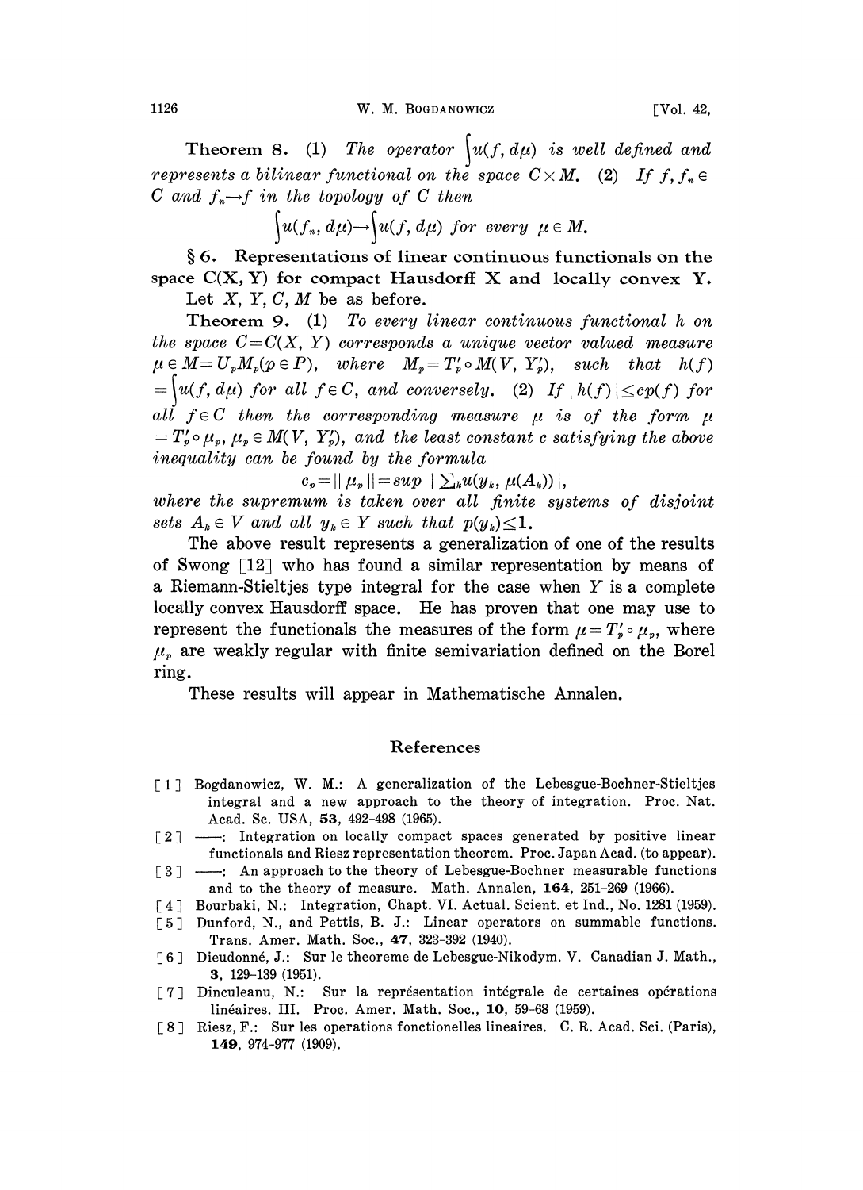**Theorem 8.** (1) *The operator* $\int u(f, d\mu)$ *is well defined and represents a bilinear functional on the space* $C \times M$. (2) *If* $f, f_n \in C$ *and* $f_n \to f$ *in the topology of* $C$ *then*

$$\int u(f_n, d\mu) \to \int u(f, d\mu) \text{ for every } \mu \in M.$$

## § 6. Representations of linear continuous functionals on the space C(X, Y) for compact Hausdorff X and locally convex Y.

Let $X, Y, C, M$ be as before.

**Theorem 9.** (1) *To every linear continuous functional* $h$ *on the space* $C = C(X, Y)$ *corresponds a unique vector valued measure* $\mu \in M = U_p M_p (p \in P)$, *where* $M_p = T'_p \circ M(V, Y'_p)$, *such that* $h(f) = \int u(f, d\mu)$ *for all* $f \in C$, *and conversely.* (2) *If* $|h(f)| \leq cp(f)$ *for all* $f \in C$ *then the corresponding measure* $\mu$ *is of the form* $\mu = T'_p \circ \mu_p$, $\mu_p \in M(V, Y'_p)$, *and the least constant* $c$ *satisfying the above inequality can be found by the formula*

$$c_p = \| \mu_p \| = \sup \ | \textstyle\sum_k u(y_k, \mu(A_k)) |,$$

*where the supremum is taken over all finite systems of disjoint sets* $A_k \in V$ *and all* $y_k \in Y$ *such that* $p(y_k) \leq 1$.

The above result represents a generalization of one of the results of Swong [12] who has found a similar representation by means of a Riemann-Stieltjes type integral for the case when $Y$ is a complete locally convex Hausdorff space. He has proven that one may use to represent the functionals the measures of the form $\mu = T'_p \circ \mu_p$, where $\mu_p$ are weakly regular with finite semivariation defined on the Borel ring.

These results will appear in Mathematische Annalen.

## References

[1] Bogdanowicz, W. M.: A generalization of the Lebesgue-Bochner-Stieltjes integral and a new approach to the theory of integration. Proc. Nat. Acad. Sc. USA, **53**, 492–498 (1965).

[2] ——: Integration on locally compact spaces generated by positive linear functionals and Riesz representation theorem. Proc. Japan Acad. (to appear).

[3] ——: An approach to the theory of Lebesgue-Bochner measurable functions and to the theory of measure. Math. Annalen, **164**, 251–269 (1966).

[4] Bourbaki, N.: Integration, Chapt. VI. Actual. Scient. et Ind., No. 1281 (1959).

[5] Dunford, N., and Pettis, B. J.: Linear operators on summable functions. Trans. Amer. Math. Soc., **47**, 323–392 (1940).

[6] Dieudonné, J.: Sur le theoreme de Lebesgue-Nikodym. V. Canadian J. Math., **3**, 129–139 (1951).

[7] Dinculeanu, N.: Sur la représentation intégrale de certaines opérations linéaires. III. Proc. Amer. Math. Soc., **10**, 59–68 (1959).

[8] Riesz, F.: Sur les operations fonctionelles lineaires. C. R. Acad. Sci. (Paris), **149**, 974–977 (1909).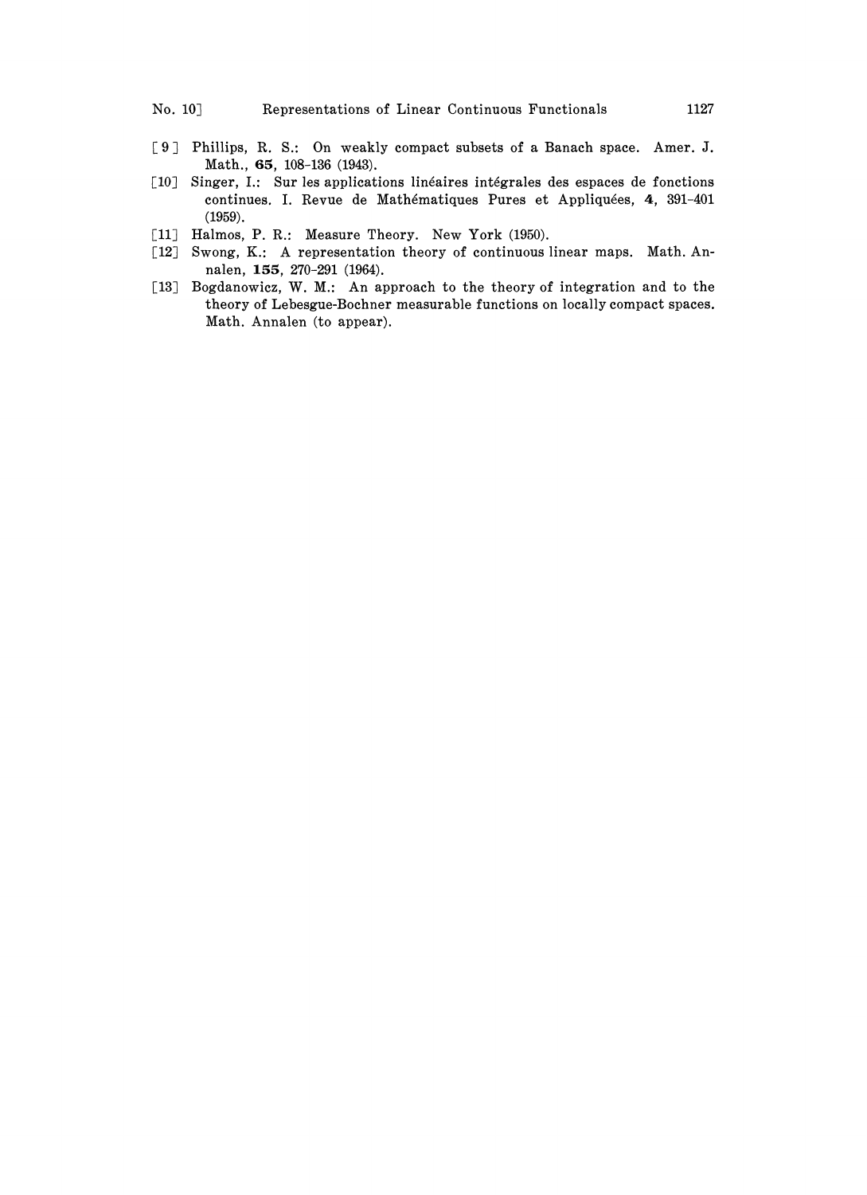[9] Phillips, R. S.: On weakly compact subsets of a Banach space. Amer. J. Math., **65**, 108–136 (1943).

[10] Singer, I.: Sur les applications linéaires intégrales des espaces de fonctions continues. I. Revue de Mathématiques Pures et Appliquées, **4**, 391–401 (1959).

[11] Halmos, P. R.: Measure Theory. New York (1950).

[12] Swong, K.: A representation theory of continuous linear maps. Math. Annalen, **155**, 270–291 (1964).

[13] Bogdanowicz, W. M.: An approach to the theory of integration and to the theory of Lebesgue-Bochner measurable functions on locally compact spaces. Math. Annalen (to appear).